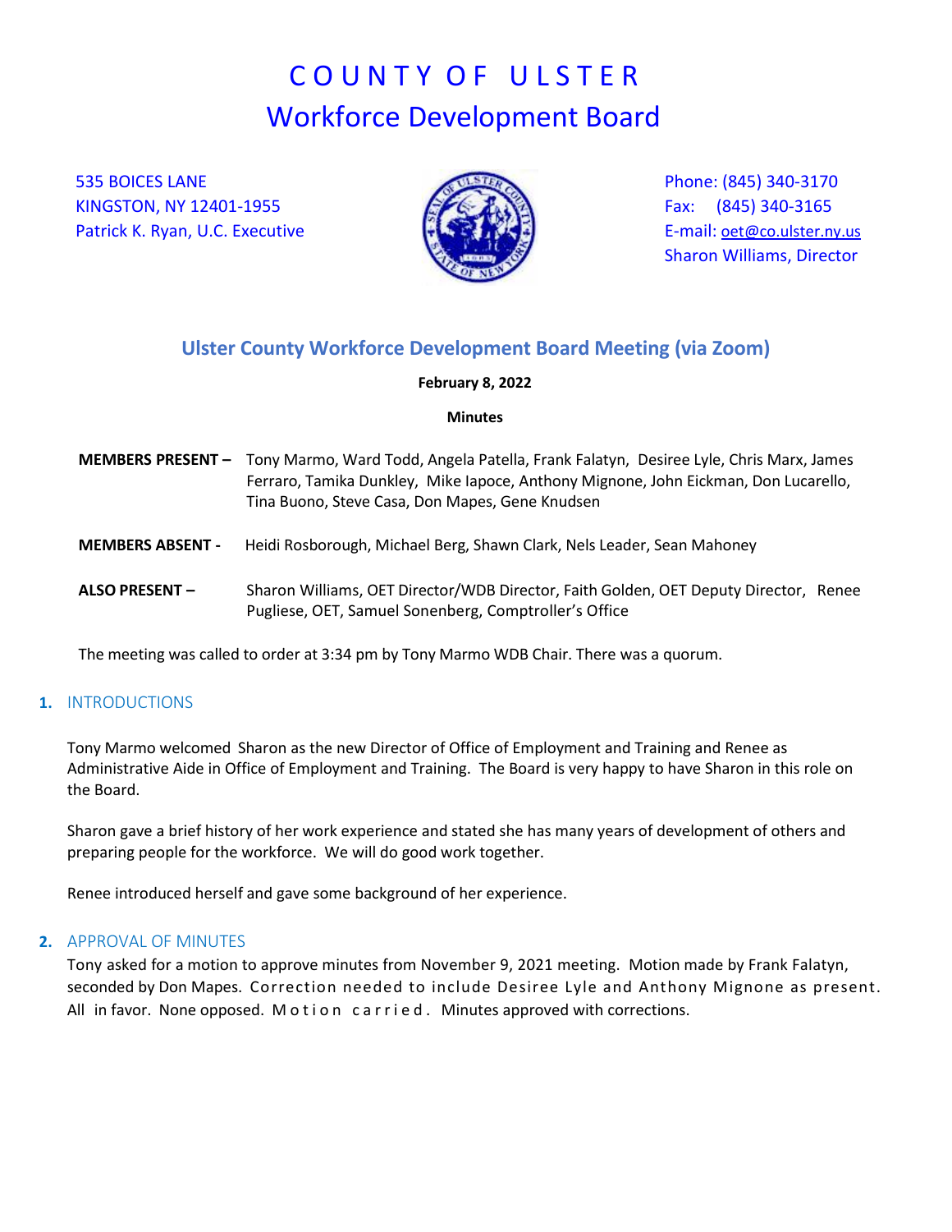# COUNTY OF ULSTER
## Workforce Development Board

535 BOICES LANE
KINGSTON, NY 12401-1955
Patrick K. Ryan, U.C. Executive

Phone: (845) 340-3170
Fax: (845) 340-3165
E-mail: oet@co.ulster.ny.us
Sharon Williams, Director

## Ulster County Workforce Development Board Meeting (via Zoom)

**February 8, 2022**

**Minutes**

**MEMBERS PRESENT –** Tony Marmo, Ward Todd, Angela Patella, Frank Falatyn, Desiree Lyle, Chris Marx, James Ferraro, Tamika Dunkley, Mike Iapoce, Anthony Mignone, John Eickman, Don Lucarello, Tina Buono, Steve Casa, Don Mapes, Gene Knudsen

**MEMBERS ABSENT -** Heidi Rosborough, Michael Berg, Shawn Clark, Nels Leader, Sean Mahoney

**ALSO PRESENT –** Sharon Williams, OET Director/WDB Director, Faith Golden, OET Deputy Director, Renee Pugliese, OET, Samuel Sonenberg, Comptroller's Office

The meeting was called to order at 3:34 pm by Tony Marmo WDB Chair. There was a quorum.

### 1. INTRODUCTIONS

Tony Marmo welcomed Sharon as the new Director of Office of Employment and Training and Renee as Administrative Aide in Office of Employment and Training. The Board is very happy to have Sharon in this role on the Board.

Sharon gave a brief history of her work experience and stated she has many years of development of others and preparing people for the workforce. We will do good work together.

Renee introduced herself and gave some background of her experience.

### 2. APPROVAL OF MINUTES

Tony asked for a motion to approve minutes from November 9, 2021 meeting. Motion made by Frank Falatyn, seconded by Don Mapes. Correction needed to include Desiree Lyle and Anthony Mignone as present. All in favor. None opposed. Motion carried. Minutes approved with corrections.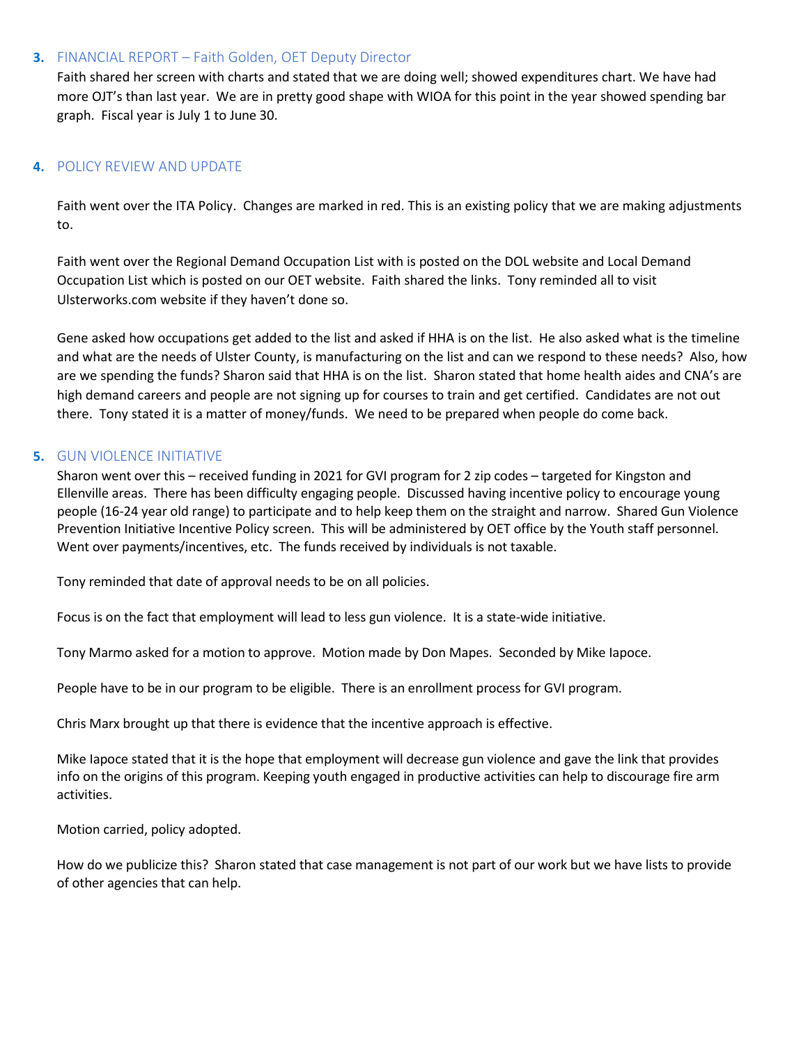## 3. FINANCIAL REPORT – Faith Golden, OET Deputy Director

Faith shared her screen with charts and stated that we are doing well; showed expenditures chart. We have had more OJT's than last year. We are in pretty good shape with WIOA for this point in the year showed spending bar graph. Fiscal year is July 1 to June 30.

## 4. POLICY REVIEW AND UPDATE

Faith went over the ITA Policy. Changes are marked in red. This is an existing policy that we are making adjustments to.

Faith went over the Regional Demand Occupation List with is posted on the DOL website and Local Demand Occupation List which is posted on our OET website. Faith shared the links. Tony reminded all to visit Ulsterworks.com website if they haven't done so.

Gene asked how occupations get added to the list and asked if HHA is on the list. He also asked what is the timeline and what are the needs of Ulster County, is manufacturing on the list and can we respond to these needs? Also, how are we spending the funds? Sharon said that HHA is on the list. Sharon stated that home health aides and CNA's are high demand careers and people are not signing up for courses to train and get certified. Candidates are not out there. Tony stated it is a matter of money/funds. We need to be prepared when people do come back.

## 5. GUN VIOLENCE INITIATIVE

Sharon went over this – received funding in 2021 for GVI program for 2 zip codes – targeted for Kingston and Ellenville areas. There has been difficulty engaging people. Discussed having incentive policy to encourage young people (16-24 year old range) to participate and to help keep them on the straight and narrow. Shared Gun Violence Prevention Initiative Incentive Policy screen. This will be administered by OET office by the Youth staff personnel. Went over payments/incentives, etc. The funds received by individuals is not taxable.

Tony reminded that date of approval needs to be on all policies.

Focus is on the fact that employment will lead to less gun violence. It is a state-wide initiative.

Tony Marmo asked for a motion to approve. Motion made by Don Mapes. Seconded by Mike Iapoce.

People have to be in our program to be eligible. There is an enrollment process for GVI program.

Chris Marx brought up that there is evidence that the incentive approach is effective.

Mike Iapoce stated that it is the hope that employment will decrease gun violence and gave the link that provides info on the origins of this program. Keeping youth engaged in productive activities can help to discourage fire arm activities.

Motion carried, policy adopted.

How do we publicize this? Sharon stated that case management is not part of our work but we have lists to provide of other agencies that can help.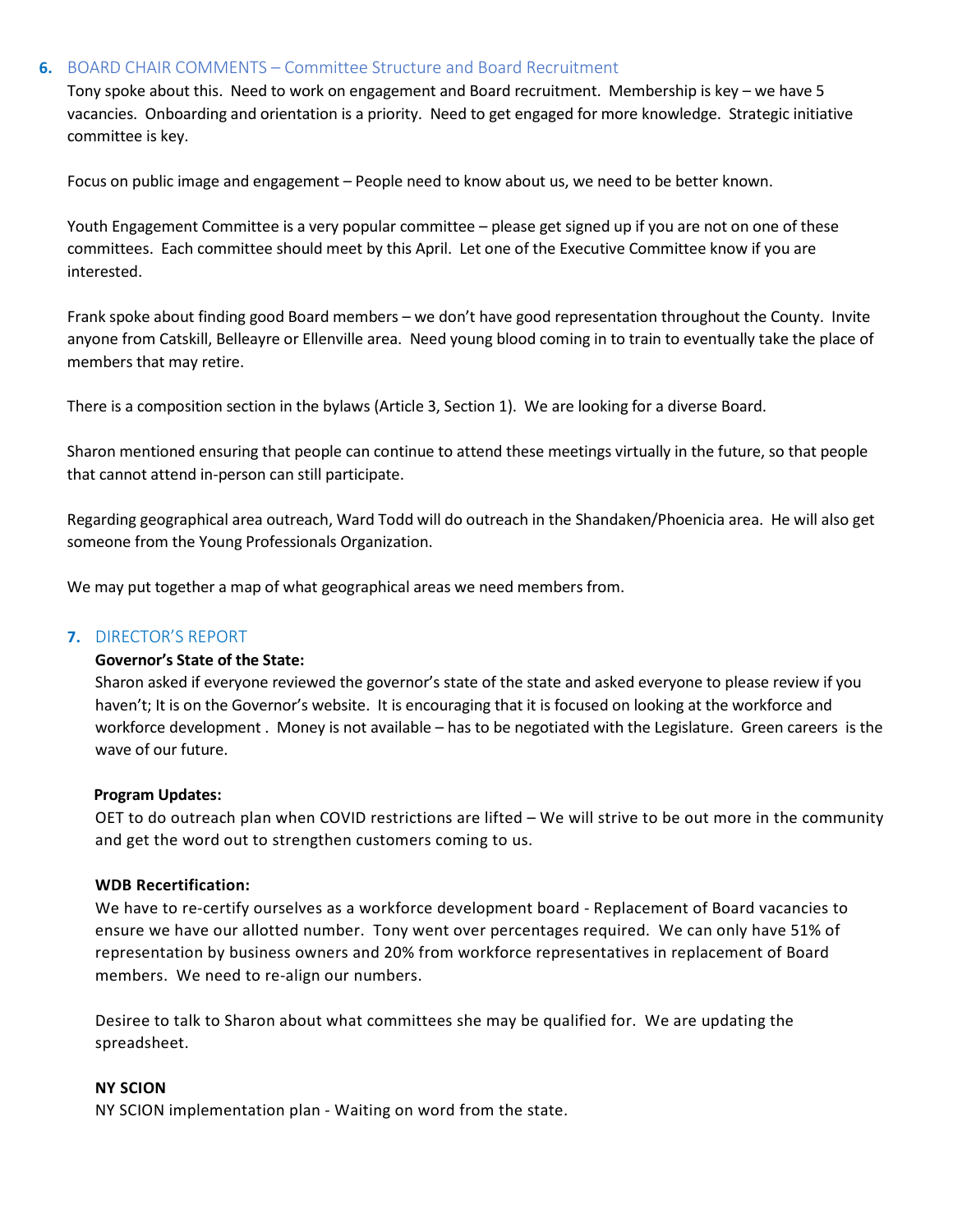## 6. BOARD CHAIR COMMENTS – Committee Structure and Board Recruitment

Tony spoke about this. Need to work on engagement and Board recruitment. Membership is key – we have 5 vacancies. Onboarding and orientation is a priority. Need to get engaged for more knowledge. Strategic initiative committee is key.

Focus on public image and engagement – People need to know about us, we need to be better known.

Youth Engagement Committee is a very popular committee – please get signed up if you are not on one of these committees. Each committee should meet by this April. Let one of the Executive Committee know if you are interested.

Frank spoke about finding good Board members – we don't have good representation throughout the County. Invite anyone from Catskill, Belleayre or Ellenville area. Need young blood coming in to train to eventually take the place of members that may retire.

There is a composition section in the bylaws (Article 3, Section 1). We are looking for a diverse Board.

Sharon mentioned ensuring that people can continue to attend these meetings virtually in the future, so that people that cannot attend in-person can still participate.

Regarding geographical area outreach, Ward Todd will do outreach in the Shandaken/Phoenicia area. He will also get someone from the Young Professionals Organization.

We may put together a map of what geographical areas we need members from.

## 7. DIRECTOR'S REPORT

**Governor's State of the State:**

Sharon asked if everyone reviewed the governor's state of the state and asked everyone to please review if you haven't; It is on the Governor's website. It is encouraging that it is focused on looking at the workforce and workforce development . Money is not available – has to be negotiated with the Legislature. Green careers is the wave of our future.

**Program Updates:**

OET to do outreach plan when COVID restrictions are lifted – We will strive to be out more in the community and get the word out to strengthen customers coming to us.

**WDB Recertification:**

We have to re-certify ourselves as a workforce development board - Replacement of Board vacancies to ensure we have our allotted number. Tony went over percentages required. We can only have 51% of representation by business owners and 20% from workforce representatives in replacement of Board members. We need to re-align our numbers.

Desiree to talk to Sharon about what committees she may be qualified for. We are updating the spreadsheet.

**NY SCION**

NY SCION implementation plan - Waiting on word from the state.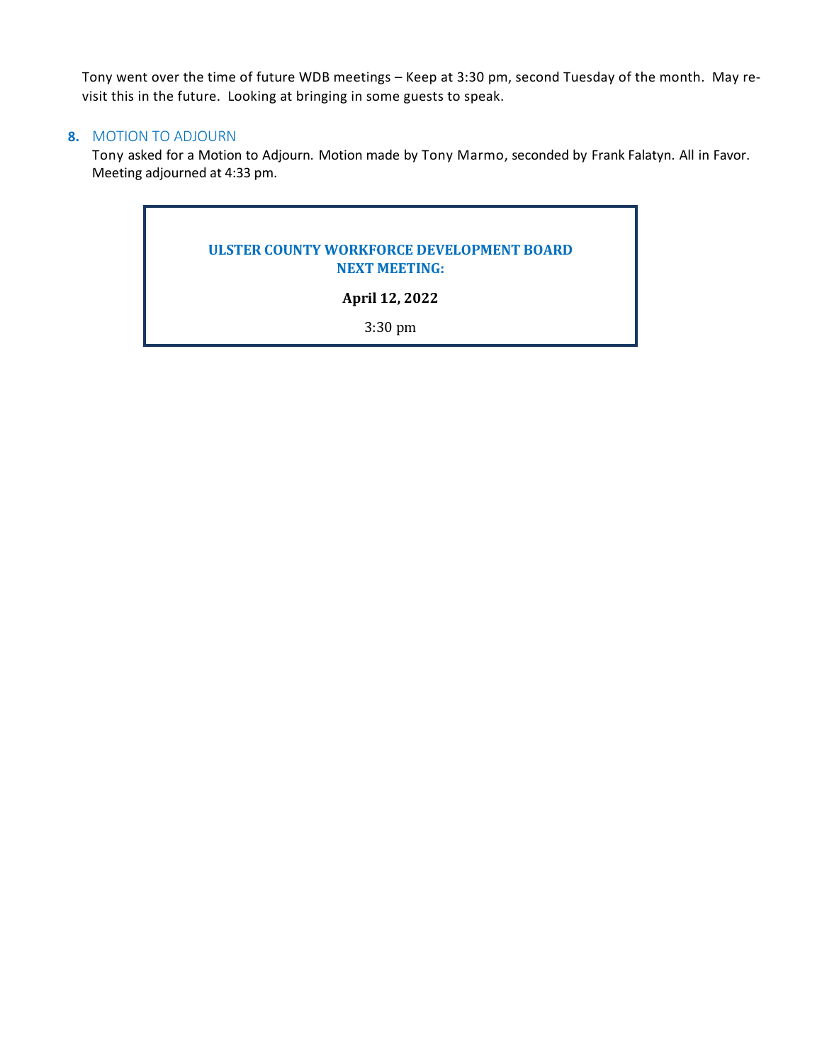Tony went over the time of future WDB meetings – Keep at 3:30 pm, second Tuesday of the month. May re-visit this in the future. Looking at bringing in some guests to speak.

## 8. MOTION TO ADJOURN

Tony asked for a Motion to Adjourn. Motion made by Tony Marmo, seconded by Frank Falatyn. All in Favor. Meeting adjourned at 4:33 pm.

**ULSTER COUNTY WORKFORCE DEVELOPMENT BOARD**
**NEXT MEETING:**

**April 12, 2022**

3:30 pm